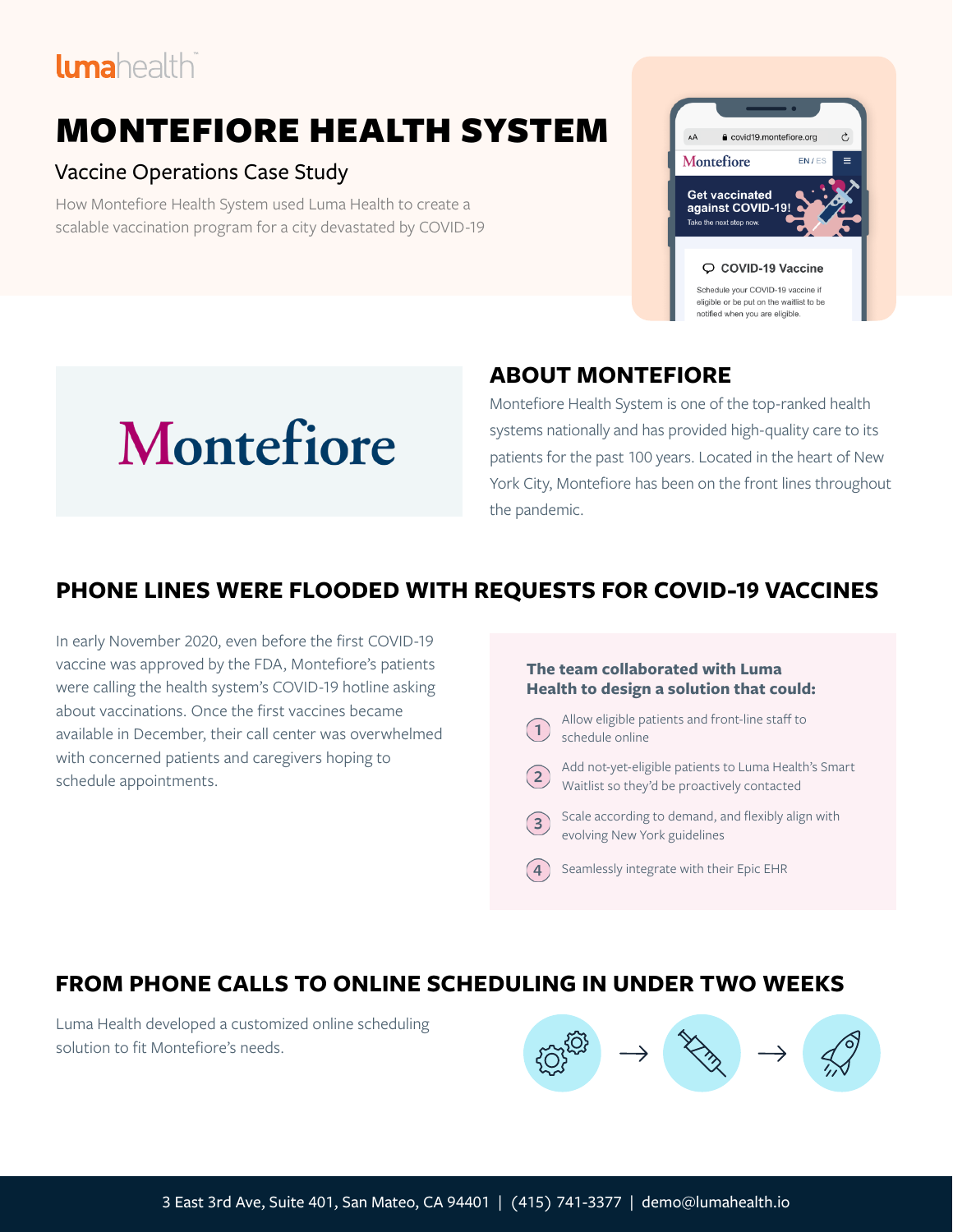lumahealth

# MONTEFIORE HEALTH SYSTEM

## Vaccine Operations Case Study

How Montefiore Health System used Luma Health to create a scalable vaccination program for a city devastated by COVID-19

Montefiore

## ABOUT MONTEFIORE

Montefiore Health System is one of the top-ranked health systems nationally and has provided high-quality care to its patients for the past 100 years. Located in the heart of New York City, Montefiore has been on the front lines throughout the pandemic.

## PHONE LINES WERE FLOODED WITH REQUESTS FOR COVID-19 VACCINES

In early November 2020, even before the first COVID-19 vaccine was approved by the FDA, Montefiore's patients were calling the health system's COVID-19 hotline asking about vaccinations. Once the first vaccines became available in December, their call center was overwhelmed with concerned patients and caregivers hoping to schedule appointments.

**The team collaborated with Luma Health to design a solution that could:**

1. Allow eligible patients and front-line staff to schedule online
2. Add not-yet-eligible patients to Luma Health's Smart Waitlist so they'd be proactively contacted
3. Scale according to demand, and flexibly align with evolving New York guidelines
4. Seamlessly integrate with their Epic EHR

## FROM PHONE CALLS TO ONLINE SCHEDULING IN UNDER TWO WEEKS

Luma Health developed a customized online scheduling solution to fit Montefiore's needs.

3 East 3rd Ave, Suite 401, San Mateo, CA 94401 | (415) 741-3377 | demo@lumahealth.io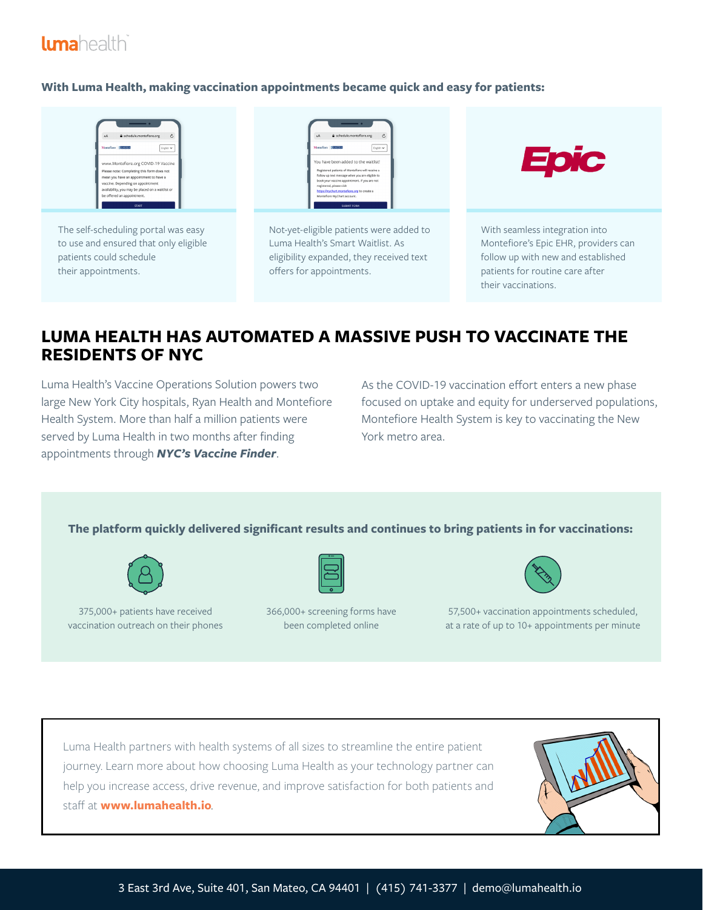**With Luma Health, making vaccination appointments became quick and easy for patients:**

The self-scheduling portal was easy to use and ensured that only eligible patients could schedule their appointments.

Not-yet-eligible patients were added to Luma Health's Smart Waitlist. As eligibility expanded, they received text offers for appointments.

With seamless integration into Montefiore's Epic EHR, providers can follow up with new and established patients for routine care after their vaccinations.

## LUMA HEALTH HAS AUTOMATED A MASSIVE PUSH TO VACCINATE THE RESIDENTS OF NYC

Luma Health's Vaccine Operations Solution powers two large New York City hospitals, Ryan Health and Montefiore Health System. More than half a million patients were served by Luma Health in two months after finding appointments through ***NYC's Vaccine Finder***.

As the COVID-19 vaccination effort enters a new phase focused on uptake and equity for underserved populations, Montefiore Health System is key to vaccinating the New York metro area.

**The platform quickly delivered significant results and continues to bring patients in for vaccinations:**

375,000+ patients have received vaccination outreach on their phones

366,000+ screening forms have been completed online

57,500+ vaccination appointments scheduled, at a rate of up to 10+ appointments per minute

Luma Health partners with health systems of all sizes to streamline the entire patient journey. Learn more about how choosing Luma Health as your technology partner can help you increase access, drive revenue, and improve satisfaction for both patients and staff at **www.lumahealth.io**.

3 East 3rd Ave, Suite 401, San Mateo, CA 94401 | (415) 741-3377 | demo@lumahealth.io